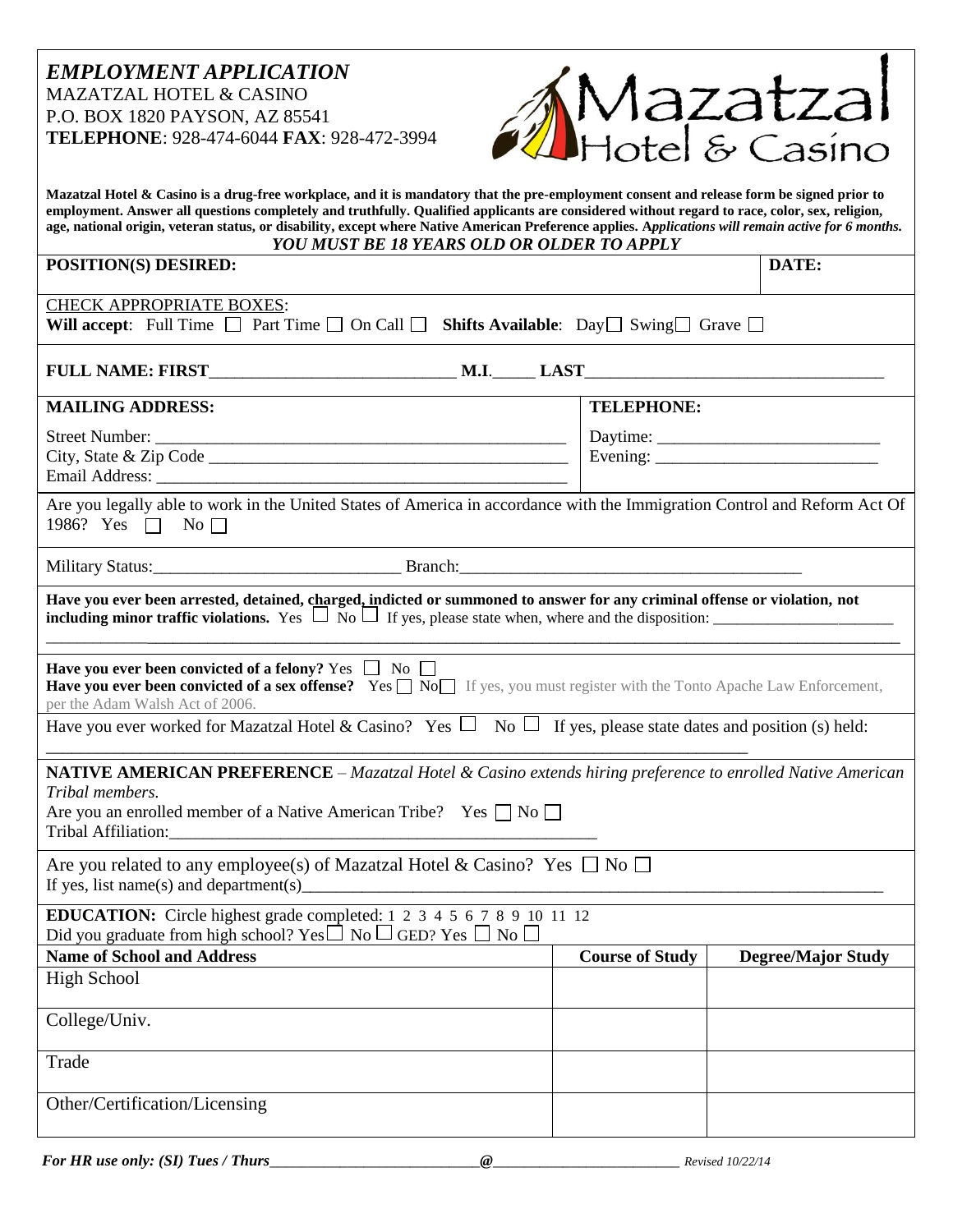# *EMPLOYMENT APPLICATION*

MAZATZAL HOTEL & CASINO
P.O. BOX 1820 PAYSON, AZ 85541
**TELEPHONE**: 928-474-6044 **FAX**: 928-472-3994

Mazatzal Hotel & Casino

**Mazatzal Hotel & Casino is a drug-free workplace, and it is mandatory that the pre-employment consent and release form be signed prior to employment. Answer all questions completely and truthfully. Qualified applicants are considered without regard to race, color, sex, religion, age, national origin, veteran status, or disability, except where Native American Preference applies. *Applications will remain active for 6 months.***

***YOU MUST BE 18 YEARS OLD OR OLDER TO APPLY***

| **POSITION(S) DESIRED:** | **DATE:** |
|---|---|
| | |

CHECK APPROPRIATE BOXES:
**Will accept**: Full Time ☐ Part Time ☐ On Call ☐ **Shifts Available**: Day☐ Swing☐ Grave ☐

**FULL NAME: FIRST**____________________________ **M.I.**_____ **LAST**__________________________________

| **MAILING ADDRESS:** | **TELEPHONE:** |
|---|---|
| Street Number: ______________________________________________ | Daytime: __________________________ |
| City, State & Zip Code ______________________________________________ | Evening: __________________________ |
| Email Address: ______________________________________________ | |

Are you legally able to work in the United States of America in accordance with the Immigration Control and Reform Act Of 1986? Yes ☐ No ☐

Military Status:_____________________________ Branch:________________________________________

**Have you ever been arrested, detained, charged, indicted or summoned to answer for any criminal offense or violation, not including minor traffic violations.** Yes ☐ No ☐ If yes, please state when, where and the disposition: ______________________

_____________________________________________________________________________________________

**Have you ever been convicted of a felony?** Yes ☐ No ☐
**Have you ever been convicted of a sex offense?** Yes ☐ No☐ If yes, you must register with the Tonto Apache Law Enforcement, per the Adam Walsh Act of 2006.

Have you ever worked for Mazatzal Hotel & Casino? Yes ☐ No ☐ If yes, please state dates and position (s) held:

_________________________________________________________________________________

**NATIVE AMERICAN PREFERENCE** – *Mazatzal Hotel & Casino extends hiring preference to enrolled Native American Tribal members.*
Are you an enrolled member of a Native American Tribe? Yes ☐ No ☐
Tribal Affiliation:____________________________________________________

Are you related to any employee(s) of Mazatzal Hotel & Casino? Yes ☐ No ☐
If yes, list name(s) and department(s)_______________________________________________________________________

**EDUCATION:** Circle highest grade completed: 1 2 3 4 5 6 7 8 9 10 11 12
Did you graduate from high school? Yes☐ No ☐ GED? Yes ☐ No ☐

| **Name of School and Address** | **Course of Study** | **Degree/Major Study** |
|---|---|---|
| High School | | |
| College/Univ. | | |
| Trade | | |
| Other/Certification/Licensing | | |

***For HR use only: (SI) Tues / Thurs***___________________________***@***_________________________ *Revised 10/22/14*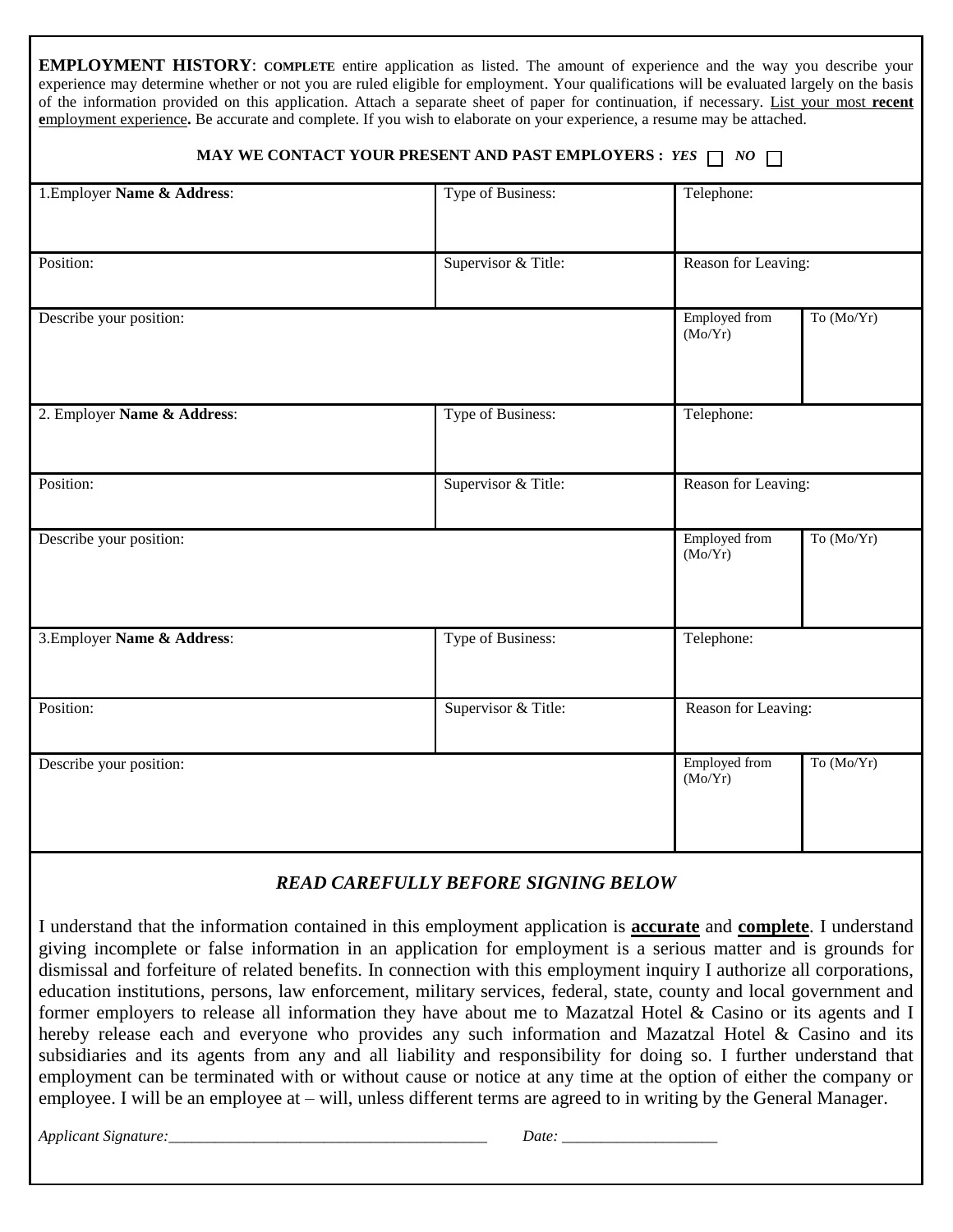**EMPLOYMENT HISTORY**: **COMPLETE** entire application as listed. The amount of experience and the way you describe your experience may determine whether or not you are ruled eligible for employment. Your qualifications will be evaluated largely on the basis of the information provided on this application. Attach a separate sheet of paper for continuation, if necessary. List your most **recent e**mployment experience**.** Be accurate and complete. If you wish to elaborate on your experience, a resume may be attached.

**MAY WE CONTACT YOUR PRESENT AND PAST EMPLOYERS :** ***YES*** ☐ ***NO*** ☐

| 1.Employer **Name & Address**: | Type of Business: | Telephone: | |
|---|---|---|---|
| Position: | Supervisor & Title: | Reason for Leaving: | |
| Describe your position: | | Employed from (Mo/Yr) | To (Mo/Yr) |
| 2. Employer **Name & Address**: | Type of Business: | Telephone: | |
| Position: | Supervisor & Title: | Reason for Leaving: | |
| Describe your position: | | Employed from (Mo/Yr) | To (Mo/Yr) |
| 3.Employer **Name & Address**: | Type of Business: | Telephone: | |
| Position: | Supervisor & Title: | Reason for Leaving: | |
| Describe your position: | | Employed from (Mo/Yr) | To (Mo/Yr) |

### *READ CAREFULLY BEFORE SIGNING BELOW*

I understand that the information contained in this employment application is **accurate** and **complete**. I understand giving incomplete or false information in an application for employment is a serious matter and is grounds for dismissal and forfeiture of related benefits. In connection with this employment inquiry I authorize all corporations, education institutions, persons, law enforcement, military services, federal, state, county and local government and former employers to release all information they have about me to Mazatzal Hotel & Casino or its agents and I hereby release each and everyone who provides any such information and Mazatzal Hotel & Casino and its subsidiaries and its agents from any and all liability and responsibility for doing so. I further understand that employment can be terminated with or without cause or notice at any time at the option of either the company or employee. I will be an employee at – will, unless different terms are agreed to in writing by the General Manager.

*Applicant Signature:*_________________________________________ *Date:* ____________________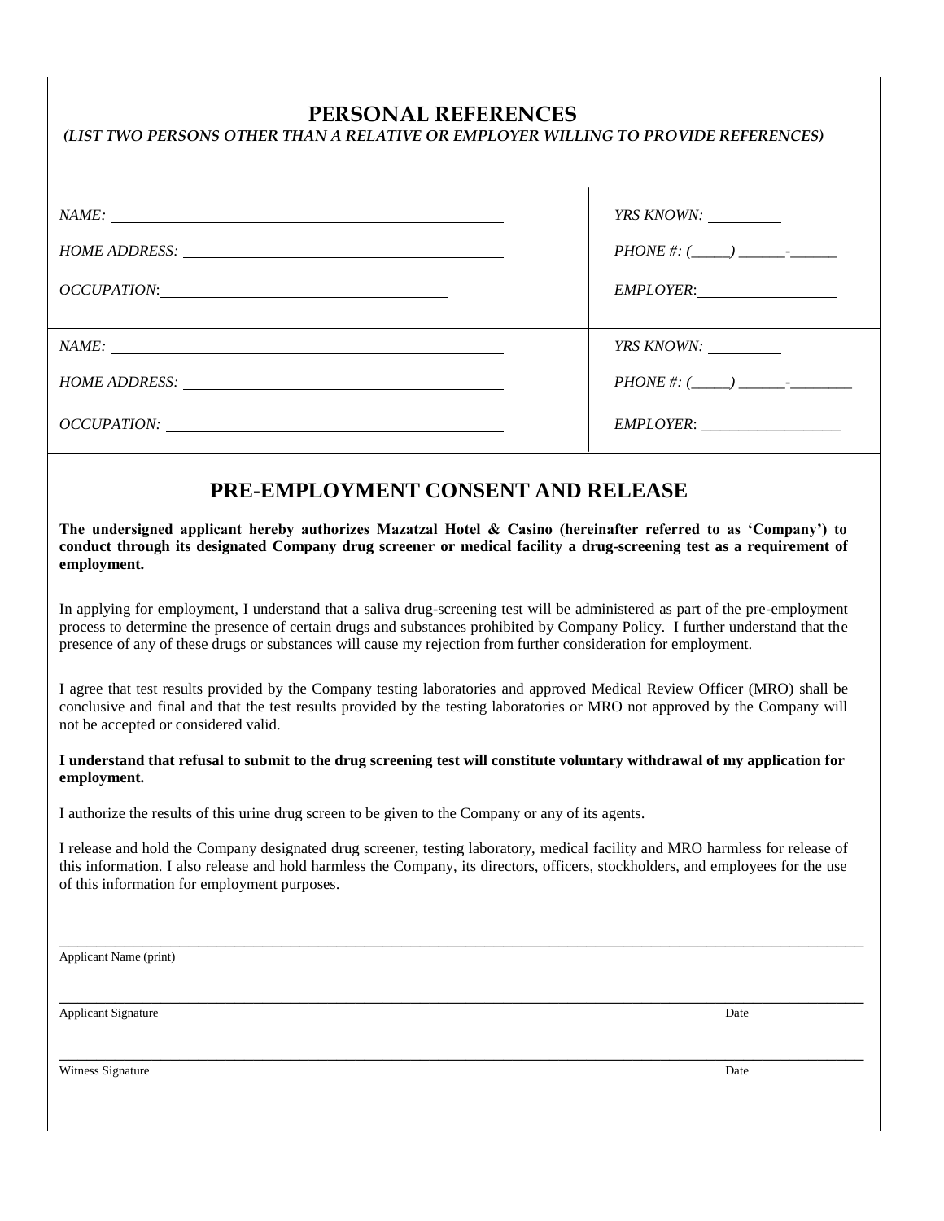## PERSONAL REFERENCES

*(LIST TWO PERSONS OTHER THAN A RELATIVE OR EMPLOYER WILLING TO PROVIDE REFERENCES)*

| | |
|---|---|
| *NAME:* ______________________ | *YRS KNOWN:* _________ |
| *HOME ADDRESS:* ______________________ | *PHONE #: (_____) ______-______* |
| *OCCUPATION:* ______________________ | *EMPLOYER:* __________________ |
| *NAME:* ______________________ | *YRS KNOWN:* _________ |
| *HOME ADDRESS:* ______________________ | *PHONE #: (_____) ______-________* |
| *OCCUPATION:* ______________________ | *EMPLOYER:* __________________ |

## PRE-EMPLOYMENT CONSENT AND RELEASE

**The undersigned applicant hereby authorizes Mazatzal Hotel & Casino (hereinafter referred to as 'Company') to conduct through its designated Company drug screener or medical facility a drug-screening test as a requirement of employment.**

In applying for employment, I understand that a saliva drug-screening test will be administered as part of the pre-employment process to determine the presence of certain drugs and substances prohibited by Company Policy. I further understand that the presence of any of these drugs or substances will cause my rejection from further consideration for employment.

I agree that test results provided by the Company testing laboratories and approved Medical Review Officer (MRO) shall be conclusive and final and that the test results provided by the testing laboratories or MRO not approved by the Company will not be accepted or considered valid.

**I understand that refusal to submit to the drug screening test will constitute voluntary withdrawal of my application for employment.**

I authorize the results of this urine drug screen to be given to the Company or any of its agents.

I release and hold the Company designated drug screener, testing laboratory, medical facility and MRO harmless for release of this information. I also release and hold harmless the Company, its directors, officers, stockholders, and employees for the use of this information for employment purposes.

______________________________________________

Applicant Name (print)

______________________________________________

Applicant Signature Date

______________________________________________

Witness Signature Date